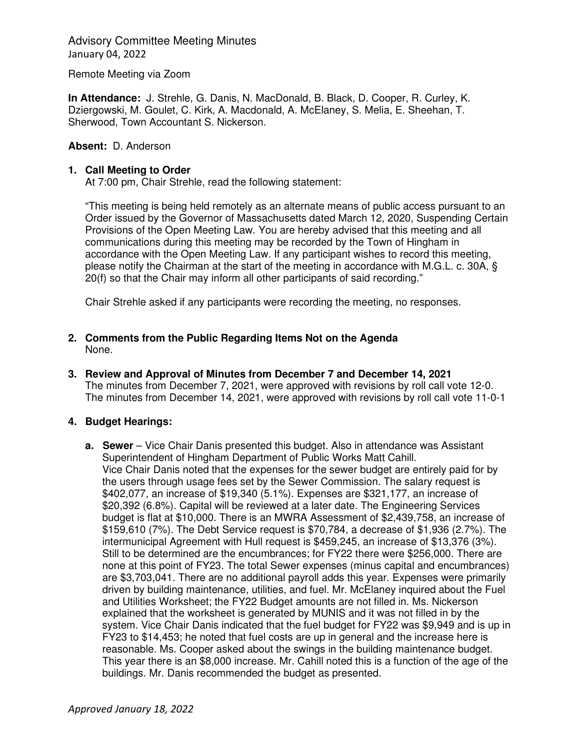Advisory Committee Meeting Minutes
January 04, 2022

Remote Meeting via Zoom

**In Attendance:** J. Strehle, G. Danis, N. MacDonald, B. Black, D. Cooper, R. Curley, K. Dziergowski, M. Goulet, C. Kirk, A. Macdonald, A. McElaney, S. Melia, E. Sheehan, T. Sherwood, Town Accountant S. Nickerson.

**Absent:** D. Anderson

1. **Call Meeting to Order**
   At 7:00 pm, Chair Strehle, read the following statement:

   "This meeting is being held remotely as an alternate means of public access pursuant to an Order issued by the Governor of Massachusetts dated March 12, 2020, Suspending Certain Provisions of the Open Meeting Law. You are hereby advised that this meeting and all communications during this meeting may be recorded by the Town of Hingham in accordance with the Open Meeting Law. If any participant wishes to record this meeting, please notify the Chairman at the start of the meeting in accordance with M.G.L. c. 30A, § 20(f) so that the Chair may inform all other participants of said recording."

   Chair Strehle asked if any participants were recording the meeting, no responses.

2. **Comments from the Public Regarding Items Not on the Agenda**
   None.

3. **Review and Approval of Minutes from December 7 and December 14, 2021**
   The minutes from December 7, 2021, were approved with revisions by roll call vote 12-0. The minutes from December 14, 2021, were approved with revisions by roll call vote 11-0-1

4. **Budget Hearings:**

   a. **Sewer** – Vice Chair Danis presented this budget. Also in attendance was Assistant Superintendent of Hingham Department of Public Works Matt Cahill.
   Vice Chair Danis noted that the expenses for the sewer budget are entirely paid for by the users through usage fees set by the Sewer Commission. The salary request is $402,077, an increase of $19,340 (5.1%). Expenses are $321,177, an increase of $20,392 (6.8%). Capital will be reviewed at a later date. The Engineering Services budget is flat at $10,000. There is an MWRA Assessment of $2,439,758, an increase of $159,610 (7%). The Debt Service request is $70,784, a decrease of $1,936 (2.7%). The intermunicipal Agreement with Hull request is $459,245, an increase of $13,376 (3%). Still to be determined are the encumbrances; for FY22 there were $256,000. There are none at this point of FY23. The total Sewer expenses (minus capital and encumbrances) are $3,703,041. There are no additional payroll adds this year. Expenses were primarily driven by building maintenance, utilities, and fuel. Mr. McElaney inquired about the Fuel and Utilities Worksheet; the FY22 Budget amounts are not filled in. Ms. Nickerson explained that the worksheet is generated by MUNIS and it was not filled in by the system. Vice Chair Danis indicated that the fuel budget for FY22 was $9,949 and is up in FY23 to $14,453; he noted that fuel costs are up in general and the increase here is reasonable. Ms. Cooper asked about the swings in the building maintenance budget. This year there is an $8,000 increase. Mr. Cahill noted this is a function of the age of the buildings. Mr. Danis recommended the budget as presented.

*Approved January 18, 2022*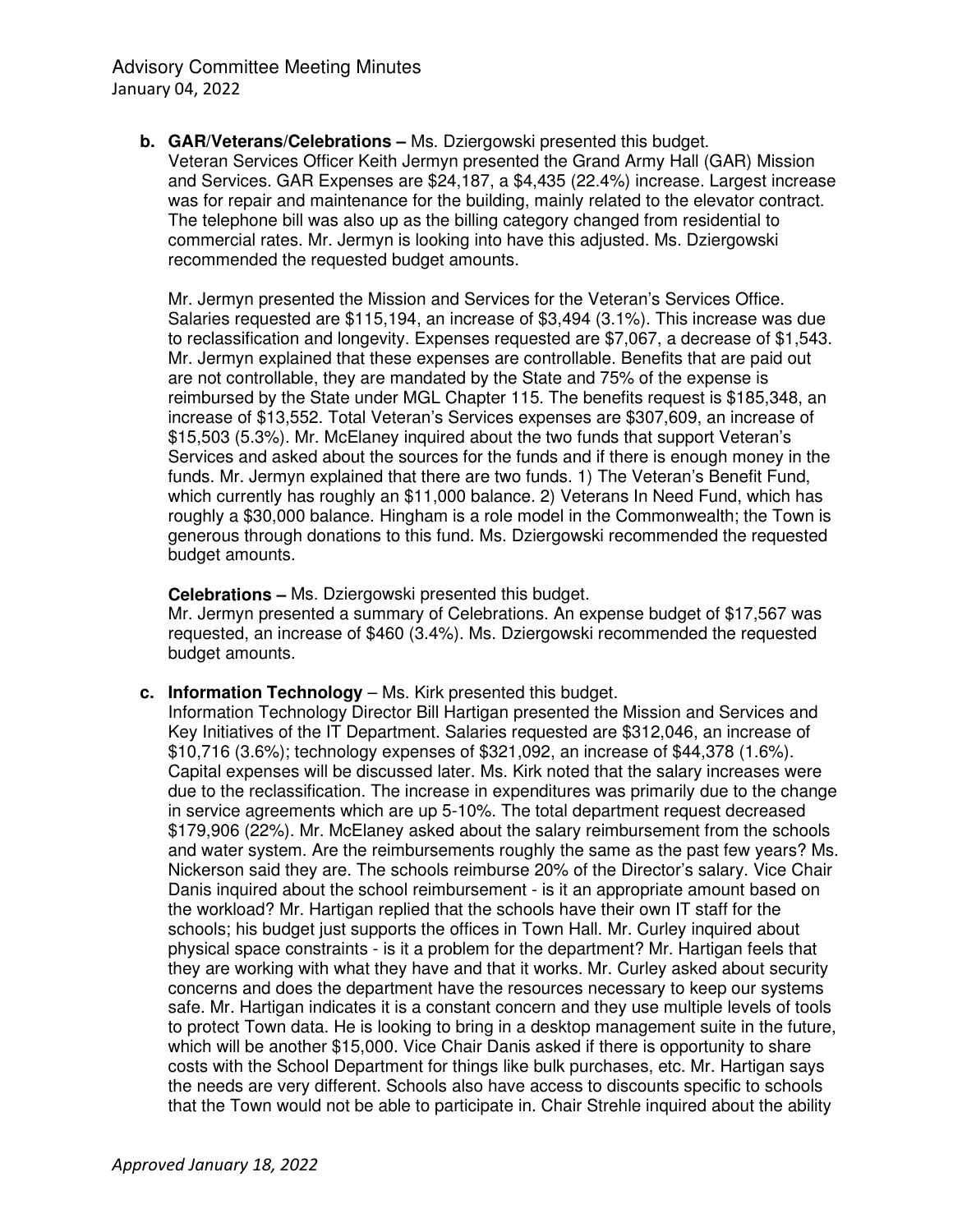**b. GAR/Veterans/Celebrations –** Ms. Dziergowski presented this budget.
Veteran Services Officer Keith Jermyn presented the Grand Army Hall (GAR) Mission and Services. GAR Expenses are $24,187, a $4,435 (22.4%) increase. Largest increase was for repair and maintenance for the building, mainly related to the elevator contract. The telephone bill was also up as the billing category changed from residential to commercial rates. Mr. Jermyn is looking into have this adjusted. Ms. Dziergowski recommended the requested budget amounts.

Mr. Jermyn presented the Mission and Services for the Veteran's Services Office. Salaries requested are $115,194, an increase of $3,494 (3.1%). This increase was due to reclassification and longevity. Expenses requested are $7,067, a decrease of $1,543. Mr. Jermyn explained that these expenses are controllable. Benefits that are paid out are not controllable, they are mandated by the State and 75% of the expense is reimbursed by the State under MGL Chapter 115. The benefits request is $185,348, an increase of $13,552. Total Veteran's Services expenses are $307,609, an increase of $15,503 (5.3%). Mr. McElaney inquired about the two funds that support Veteran's Services and asked about the sources for the funds and if there is enough money in the funds. Mr. Jermyn explained that there are two funds. 1) The Veteran's Benefit Fund, which currently has roughly an $11,000 balance. 2) Veterans In Need Fund, which has roughly a $30,000 balance. Hingham is a role model in the Commonwealth; the Town is generous through donations to this fund. Ms. Dziergowski recommended the requested budget amounts.

**Celebrations –** Ms. Dziergowski presented this budget.
Mr. Jermyn presented a summary of Celebrations. An expense budget of $17,567 was requested, an increase of $460 (3.4%). Ms. Dziergowski recommended the requested budget amounts.

**c. Information Technology** – Ms. Kirk presented this budget.
Information Technology Director Bill Hartigan presented the Mission and Services and Key Initiatives of the IT Department. Salaries requested are $312,046, an increase of $10,716 (3.6%); technology expenses of $321,092, an increase of $44,378 (1.6%). Capital expenses will be discussed later. Ms. Kirk noted that the salary increases were due to the reclassification. The increase in expenditures was primarily due to the change in service agreements which are up 5-10%. The total department request decreased $179,906 (22%). Mr. McElaney asked about the salary reimbursement from the schools and water system. Are the reimbursements roughly the same as the past few years? Ms. Nickerson said they are. The schools reimburse 20% of the Director's salary. Vice Chair Danis inquired about the school reimbursement - is it an appropriate amount based on the workload? Mr. Hartigan replied that the schools have their own IT staff for the schools; his budget just supports the offices in Town Hall. Mr. Curley inquired about physical space constraints - is it a problem for the department? Mr. Hartigan feels that they are working with what they have and that it works. Mr. Curley asked about security concerns and does the department have the resources necessary to keep our systems safe. Mr. Hartigan indicates it is a constant concern and they use multiple levels of tools to protect Town data. He is looking to bring in a desktop management suite in the future, which will be another $15,000. Vice Chair Danis asked if there is opportunity to share costs with the School Department for things like bulk purchases, etc. Mr. Hartigan says the needs are very different. Schools also have access to discounts specific to schools that the Town would not be able to participate in. Chair Strehle inquired about the ability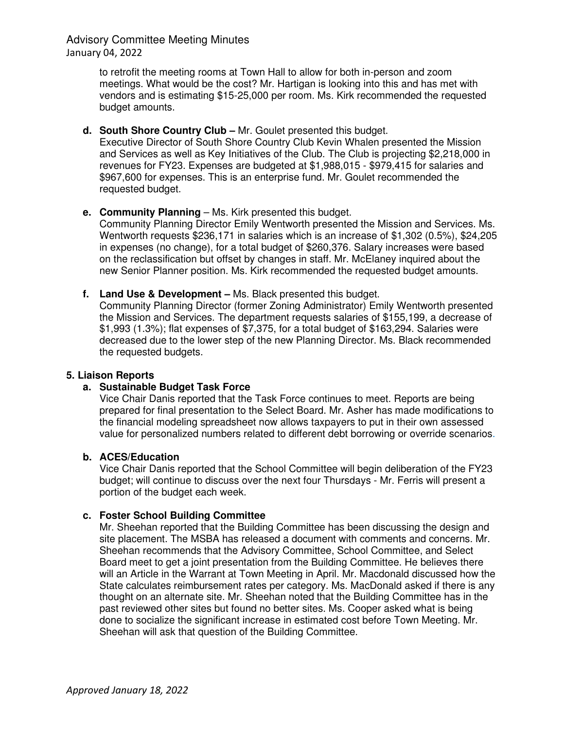to retrofit the meeting rooms at Town Hall to allow for both in-person and zoom meetings. What would be the cost? Mr. Hartigan is looking into this and has met with vendors and is estimating $15-25,000 per room. Ms. Kirk recommended the requested budget amounts.

**d. South Shore Country Club –** Mr. Goulet presented this budget.
Executive Director of South Shore Country Club Kevin Whalen presented the Mission and Services as well as Key Initiatives of the Club. The Club is projecting $2,218,000 in revenues for FY23. Expenses are budgeted at $1,988,015 - $979,415 for salaries and $967,600 for expenses. This is an enterprise fund. Mr. Goulet recommended the requested budget.

**e. Community Planning** – Ms. Kirk presented this budget.
Community Planning Director Emily Wentworth presented the Mission and Services. Ms. Wentworth requests $236,171 in salaries which is an increase of $1,302 (0.5%), $24,205 in expenses (no change), for a total budget of $260,376. Salary increases were based on the reclassification but offset by changes in staff. Mr. McElaney inquired about the new Senior Planner position. Ms. Kirk recommended the requested budget amounts.

**f. Land Use & Development –** Ms. Black presented this budget.
Community Planning Director (former Zoning Administrator) Emily Wentworth presented the Mission and Services. The department requests salaries of $155,199, a decrease of $1,993 (1.3%); flat expenses of $7,375, for a total budget of $163,294. Salaries were decreased due to the lower step of the new Planning Director. Ms. Black recommended the requested budgets.

**5. Liaison Reports**

**a. Sustainable Budget Task Force**
Vice Chair Danis reported that the Task Force continues to meet. Reports are being prepared for final presentation to the Select Board. Mr. Asher has made modifications to the financial modeling spreadsheet now allows taxpayers to put in their own assessed value for personalized numbers related to different debt borrowing or override scenarios.

**b. ACES/Education**
Vice Chair Danis reported that the School Committee will begin deliberation of the FY23 budget; will continue to discuss over the next four Thursdays - Mr. Ferris will present a portion of the budget each week.

**c. Foster School Building Committee**
Mr. Sheehan reported that the Building Committee has been discussing the design and site placement. The MSBA has released a document with comments and concerns. Mr. Sheehan recommends that the Advisory Committee, School Committee, and Select Board meet to get a joint presentation from the Building Committee. He believes there will an Article in the Warrant at Town Meeting in April. Mr. Macdonald discussed how the State calculates reimbursement rates per category. Ms. MacDonald asked if there is any thought on an alternate site. Mr. Sheehan noted that the Building Committee has in the past reviewed other sites but found no better sites. Ms. Cooper asked what is being done to socialize the significant increase in estimated cost before Town Meeting. Mr. Sheehan will ask that question of the Building Committee.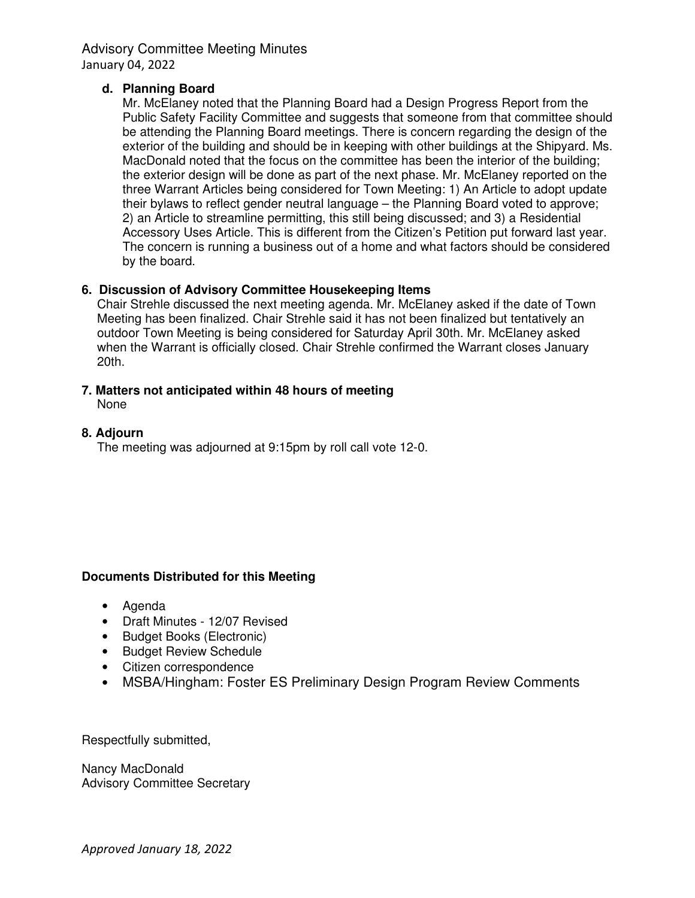**d. Planning Board**

Mr. McElaney noted that the Planning Board had a Design Progress Report from the Public Safety Facility Committee and suggests that someone from that committee should be attending the Planning Board meetings. There is concern regarding the design of the exterior of the building and should be in keeping with other buildings at the Shipyard. Ms. MacDonald noted that the focus on the committee has been the interior of the building; the exterior design will be done as part of the next phase. Mr. McElaney reported on the three Warrant Articles being considered for Town Meeting: 1) An Article to adopt update their bylaws to reflect gender neutral language – the Planning Board voted to approve; 2) an Article to streamline permitting, this still being discussed; and 3) a Residential Accessory Uses Article. This is different from the Citizen's Petition put forward last year. The concern is running a business out of a home and what factors should be considered by the board.

**6. Discussion of Advisory Committee Housekeeping Items**

Chair Strehle discussed the next meeting agenda. Mr. McElaney asked if the date of Town Meeting has been finalized. Chair Strehle said it has not been finalized but tentatively an outdoor Town Meeting is being considered for Saturday April 30th. Mr. McElaney asked when the Warrant is officially closed. Chair Strehle confirmed the Warrant closes January 20th.

**7. Matters not anticipated within 48 hours of meeting**

None

**8. Adjourn**

The meeting was adjourned at 9:15pm by roll call vote 12-0.

**Documents Distributed for this Meeting**

- Agenda
- Draft Minutes - 12/07 Revised
- Budget Books (Electronic)
- Budget Review Schedule
- Citizen correspondence
- MSBA/Hingham: Foster ES Preliminary Design Program Review Comments

Respectfully submitted,

Nancy MacDonald
Advisory Committee Secretary

*Approved January 18, 2022*